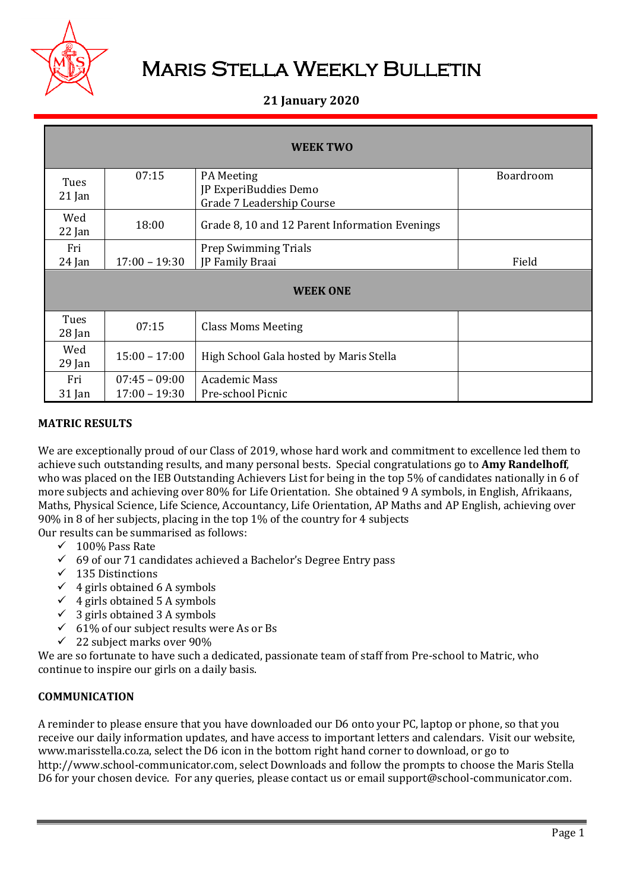# Maris Stella Weekly Bulletin

**21 January 2020**

| WEEK TWO | | | |
|---|---|---|---|
| Tues 21 Jan | 07:15 | PA Meeting<br>JP ExperiBuddies Demo<br>Grade 7 Leadership Course | Boardroom |
| Wed 22 Jan | 18:00 | Grade 8, 10 and 12 Parent Information Evenings | |
| Fri 24 Jan | 17:00 – 19:30 | Prep Swimming Trials<br>JP Family Braai | Field |
| **WEEK ONE** | | | |
| Tues 28 Jan | 07:15 | Class Moms Meeting | |
| Wed 29 Jan | 15:00 – 17:00 | High School Gala hosted by Maris Stella | |
| Fri 31 Jan | 07:45 – 09:00<br>17:00 – 19:30 | Academic Mass<br>Pre-school Picnic | |

**MATRIC RESULTS**

We are exceptionally proud of our Class of 2019, whose hard work and commitment to excellence led them to achieve such outstanding results, and many personal bests. Special congratulations go to **Amy Randelhoff**, who was placed on the IEB Outstanding Achievers List for being in the top 5% of candidates nationally in 6 of more subjects and achieving over 80% for Life Orientation. She obtained 9 A symbols, in English, Afrikaans, Maths, Physical Science, Life Science, Accountancy, Life Orientation, AP Maths and AP English, achieving over 90% in 8 of her subjects, placing in the top 1% of the country for 4 subjects

Our results can be summarised as follows:

- ✓ 100% Pass Rate
- ✓ 69 of our 71 candidates achieved a Bachelor's Degree Entry pass
- ✓ 135 Distinctions
- ✓ 4 girls obtained 6 A symbols
- ✓ 4 girls obtained 5 A symbols
- ✓ 3 girls obtained 3 A symbols
- ✓ 61% of our subject results were As or Bs
- ✓ 22 subject marks over 90%

We are so fortunate to have such a dedicated, passionate team of staff from Pre-school to Matric, who continue to inspire our girls on a daily basis.

**COMMUNICATION**

A reminder to please ensure that you have downloaded our D6 onto your PC, laptop or phone, so that you receive our daily information updates, and have access to important letters and calendars. Visit our website, www.marisstella.co.za, select the D6 icon in the bottom right hand corner to download, or go to http://www.school-communicator.com, select Downloads and follow the prompts to choose the Maris Stella D6 for your chosen device. For any queries, please contact us or email support@school-communicator.com.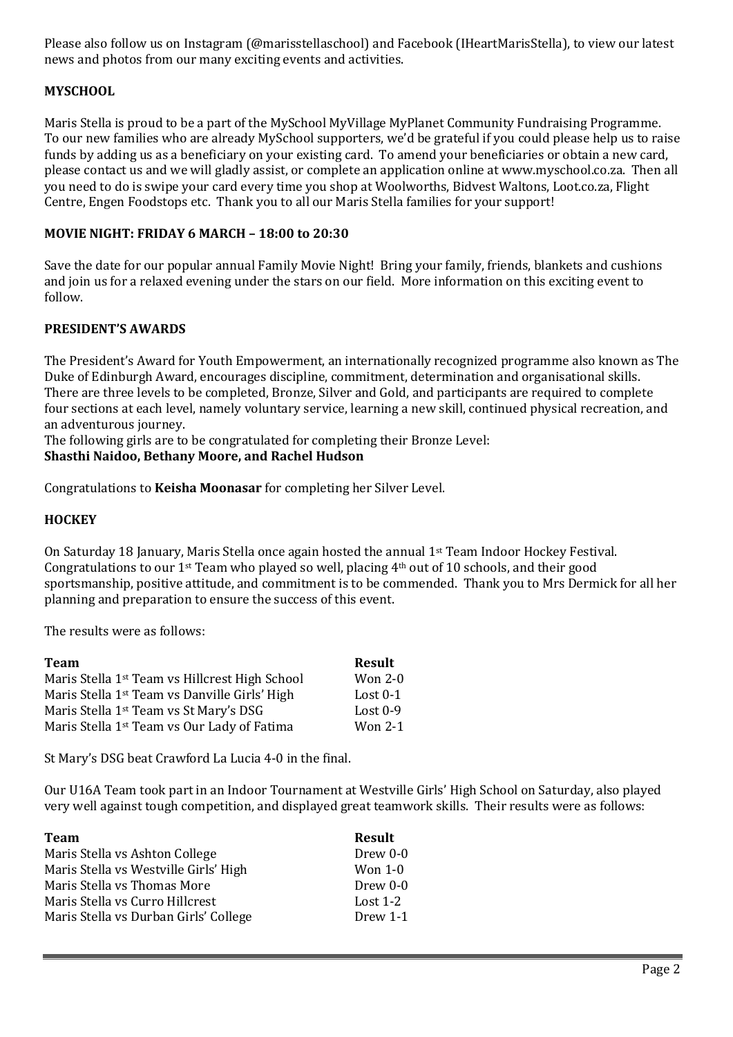Please also follow us on Instagram (@marisstellaschool) and Facebook (IHeartMarisStella), to view our latest news and photos from our many exciting events and activities.

## MYSCHOOL

Maris Stella is proud to be a part of the MySchool MyVillage MyPlanet Community Fundraising Programme. To our new families who are already MySchool supporters, we'd be grateful if you could please help us to raise funds by adding us as a beneficiary on your existing card. To amend your beneficiaries or obtain a new card, please contact us and we will gladly assist, or complete an application online at www.myschool.co.za. Then all you need to do is swipe your card every time you shop at Woolworths, Bidvest Waltons, Loot.co.za, Flight Centre, Engen Foodstops etc. Thank you to all our Maris Stella families for your support!

## MOVIE NIGHT: FRIDAY 6 MARCH – 18:00 to 20:30

Save the date for our popular annual Family Movie Night! Bring your family, friends, blankets and cushions and join us for a relaxed evening under the stars on our field. More information on this exciting event to follow.

## PRESIDENT'S AWARDS

The President's Award for Youth Empowerment, an internationally recognized programme also known as The Duke of Edinburgh Award, encourages discipline, commitment, determination and organisational skills. There are three levels to be completed, Bronze, Silver and Gold, and participants are required to complete four sections at each level, namely voluntary service, learning a new skill, continued physical recreation, and an adventurous journey.
The following girls are to be congratulated for completing their Bronze Level:
**Shasthi Naidoo, Bethany Moore, and Rachel Hudson**

Congratulations to **Keisha Moonasar** for completing her Silver Level.

## HOCKEY

On Saturday 18 January, Maris Stella once again hosted the annual 1st Team Indoor Hockey Festival. Congratulations to our 1st Team who played so well, placing 4th out of 10 schools, and their good sportsmanship, positive attitude, and commitment is to be commended. Thank you to Mrs Dermick for all her planning and preparation to ensure the success of this event.

The results were as follows:

| Team | Result |
|---|---|
| Maris Stella 1st Team vs Hillcrest High School | Won 2-0 |
| Maris Stella 1st Team vs Danville Girls' High | Lost 0-1 |
| Maris Stella 1st Team vs St Mary's DSG | Lost 0-9 |
| Maris Stella 1st Team vs Our Lady of Fatima | Won 2-1 |

St Mary's DSG beat Crawford La Lucia 4-0 in the final.

Our U16A Team took part in an Indoor Tournament at Westville Girls' High School on Saturday, also played very well against tough competition, and displayed great teamwork skills. Their results were as follows:

| Team | Result |
|---|---|
| Maris Stella vs Ashton College | Drew 0-0 |
| Maris Stella vs Westville Girls' High | Won 1-0 |
| Maris Stella vs Thomas More | Drew 0-0 |
| Maris Stella vs Curro Hillcrest | Lost 1-2 |
| Maris Stella vs Durban Girls' College | Drew 1-1 |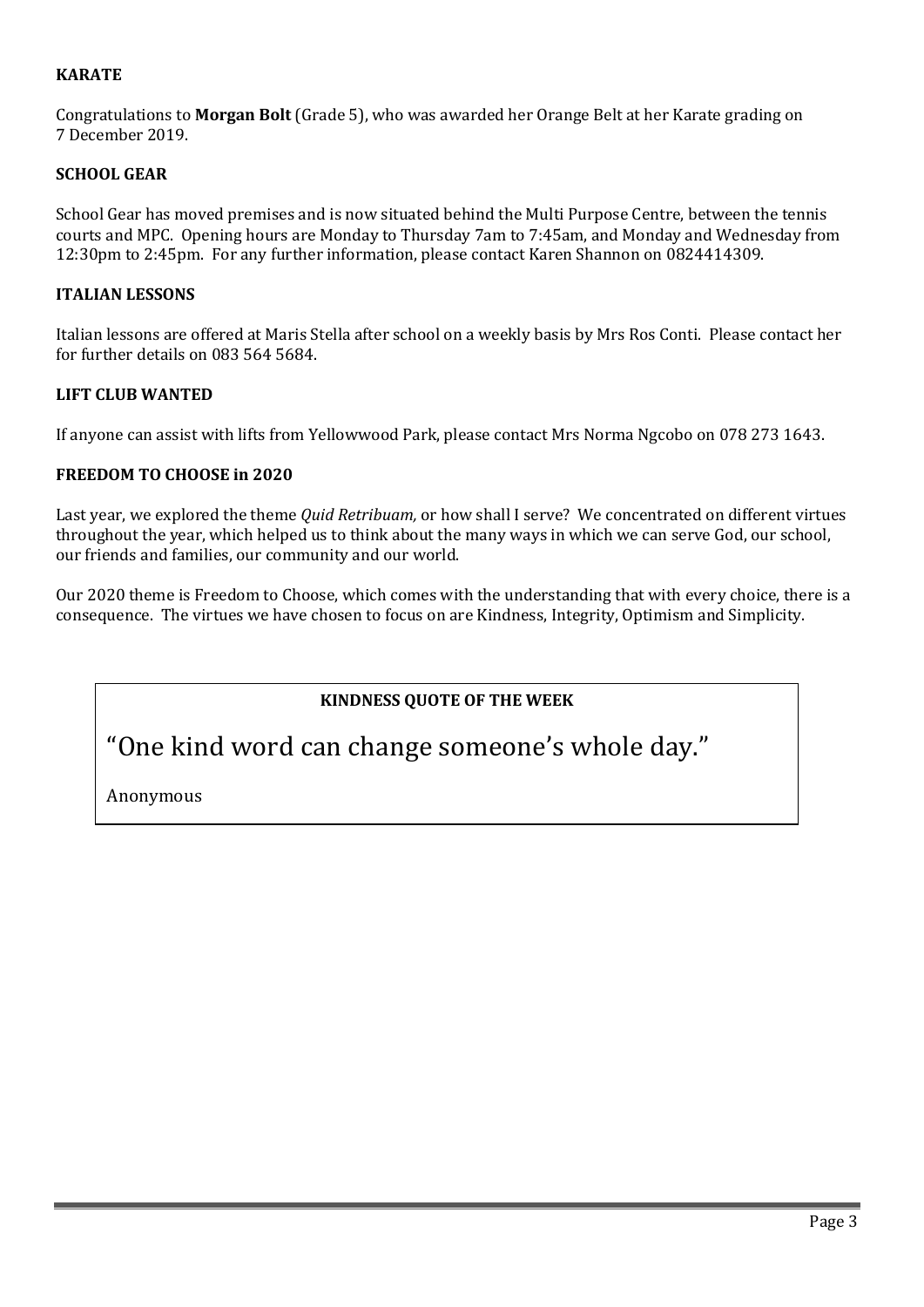**KARATE**

Congratulations to **Morgan Bolt** (Grade 5), who was awarded her Orange Belt at her Karate grading on 7 December 2019.

**SCHOOL GEAR**

School Gear has moved premises and is now situated behind the Multi Purpose Centre, between the tennis courts and MPC. Opening hours are Monday to Thursday 7am to 7:45am, and Monday and Wednesday from 12:30pm to 2:45pm. For any further information, please contact Karen Shannon on 0824414309.

**ITALIAN LESSONS**

Italian lessons are offered at Maris Stella after school on a weekly basis by Mrs Ros Conti. Please contact her for further details on 083 564 5684.

**LIFT CLUB WANTED**

If anyone can assist with lifts from Yellowwood Park, please contact Mrs Norma Ngcobo on 078 273 1643.

**FREEDOM TO CHOOSE in 2020**

Last year, we explored the theme *Quid Retribuam,* or how shall I serve? We concentrated on different virtues throughout the year, which helped us to think about the many ways in which we can serve God, our school, our friends and families, our community and our world.

Our 2020 theme is Freedom to Choose, which comes with the understanding that with every choice, there is a consequence. The virtues we have chosen to focus on are Kindness, Integrity, Optimism and Simplicity.

**KINDNESS QUOTE OF THE WEEK**

"One kind word can change someone's whole day."

Anonymous